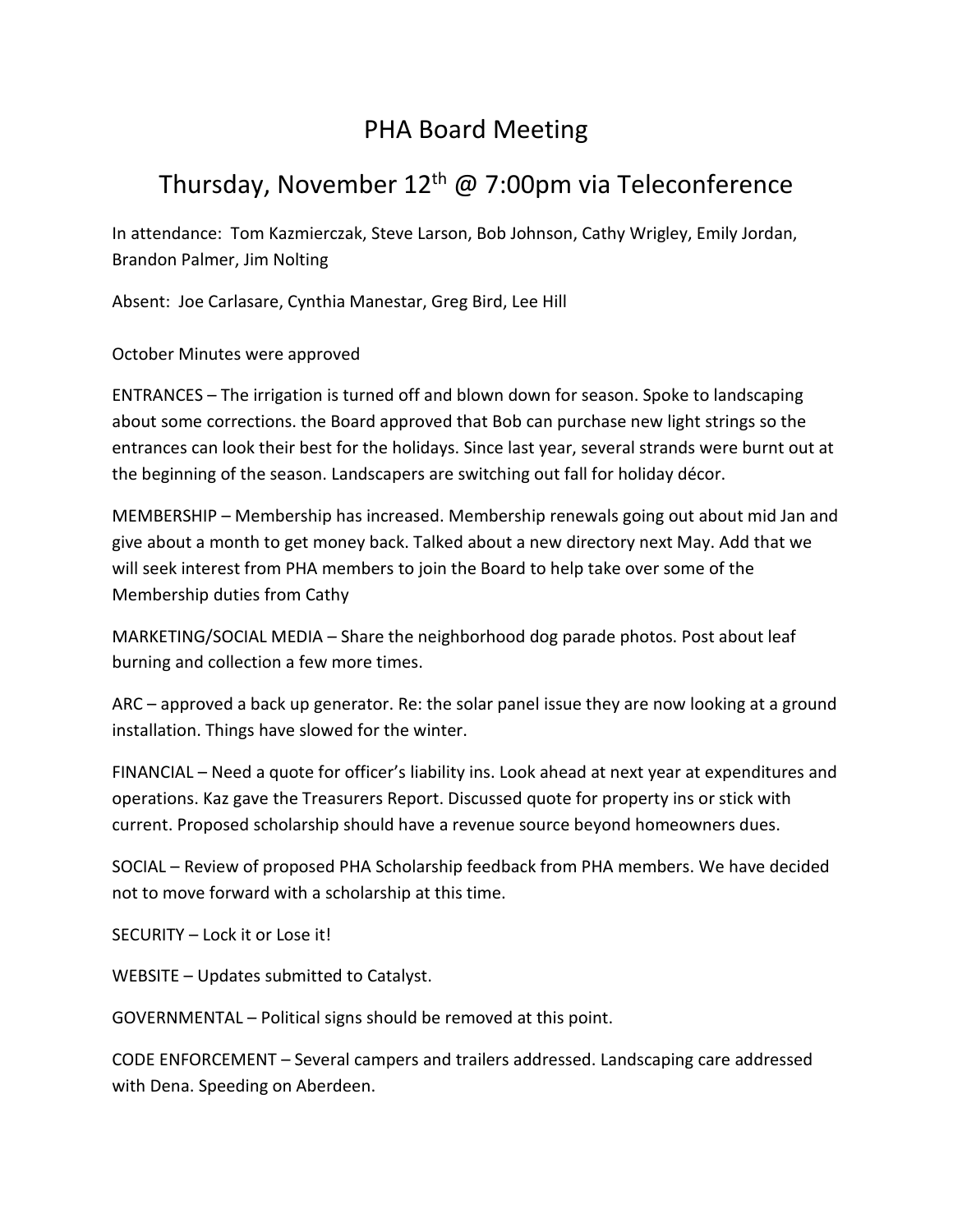# PHA Board Meeting

## Thursday, November 12th @ 7:00pm via Teleconference

In attendance: Tom Kazmierczak, Steve Larson, Bob Johnson, Cathy Wrigley, Emily Jordan, Brandon Palmer, Jim Nolting

Absent: Joe Carlasare, Cynthia Manestar, Greg Bird, Lee Hill

October Minutes were approved

ENTRANCES – The irrigation is turned off and blown down for season. Spoke to landscaping about some corrections. the Board approved that Bob can purchase new light strings so the entrances can look their best for the holidays. Since last year, several strands were burnt out at the beginning of the season. Landscapers are switching out fall for holiday décor.

MEMBERSHIP – Membership has increased. Membership renewals going out about mid Jan and give about a month to get money back. Talked about a new directory next May. Add that we will seek interest from PHA members to join the Board to help take over some of the Membership duties from Cathy

MARKETING/SOCIAL MEDIA – Share the neighborhood dog parade photos. Post about leaf burning and collection a few more times.

ARC – approved a back up generator. Re: the solar panel issue they are now looking at a ground installation. Things have slowed for the winter.

FINANCIAL – Need a quote for officer's liability ins. Look ahead at next year at expenditures and operations. Kaz gave the Treasurers Report. Discussed quote for property ins or stick with current. Proposed scholarship should have a revenue source beyond homeowners dues.

SOCIAL – Review of proposed PHA Scholarship feedback from PHA members. We have decided not to move forward with a scholarship at this time.

SECURITY – Lock it or Lose it!

WEBSITE – Updates submitted to Catalyst.

GOVERNMENTAL – Political signs should be removed at this point.

CODE ENFORCEMENT – Several campers and trailers addressed. Landscaping care addressed with Dena. Speeding on Aberdeen.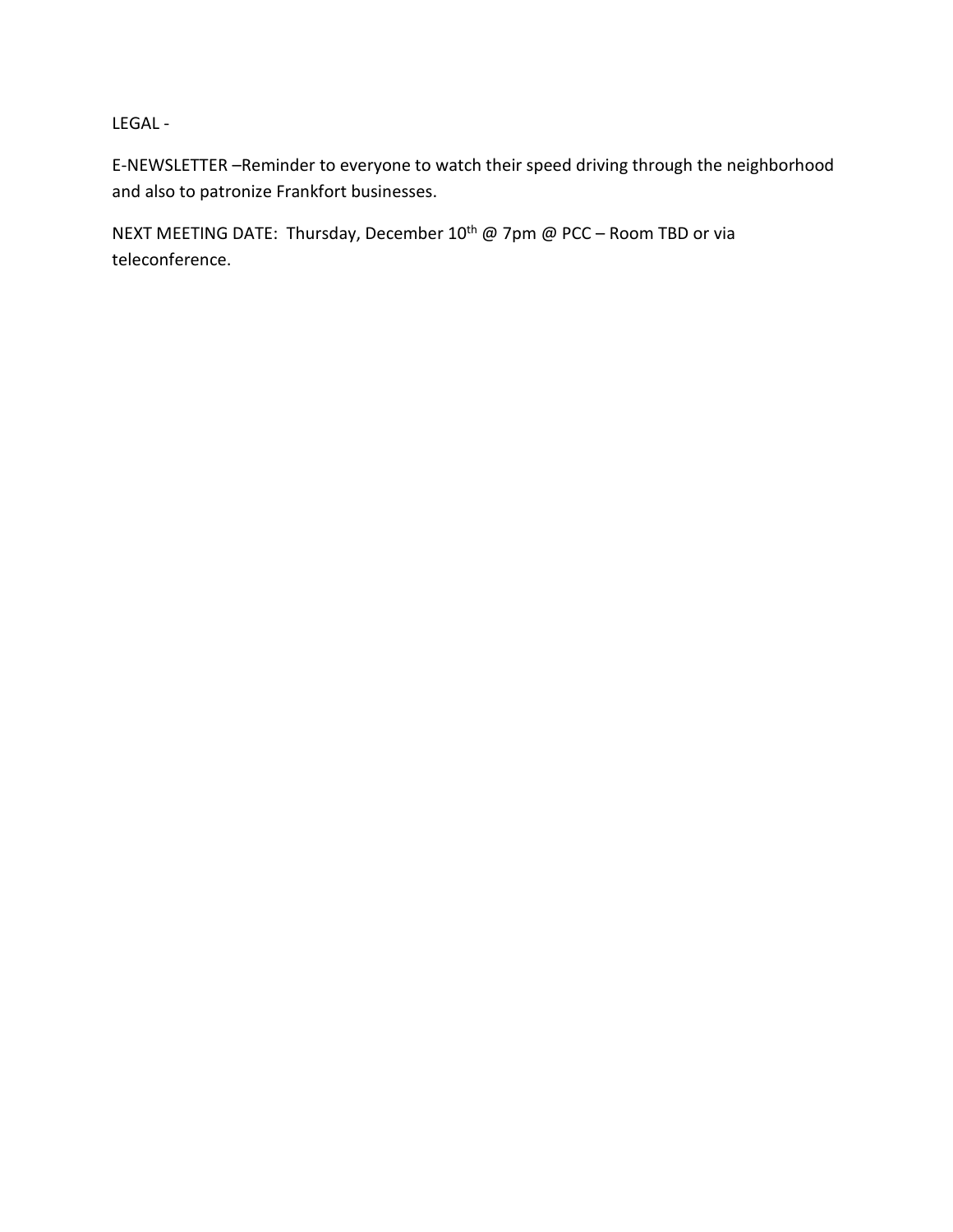LEGAL -

E-NEWSLETTER –Reminder to everyone to watch their speed driving through the neighborhood and also to patronize Frankfort businesses.

NEXT MEETING DATE: Thursday, December 10th @ 7pm @ PCC – Room TBD or via teleconference.